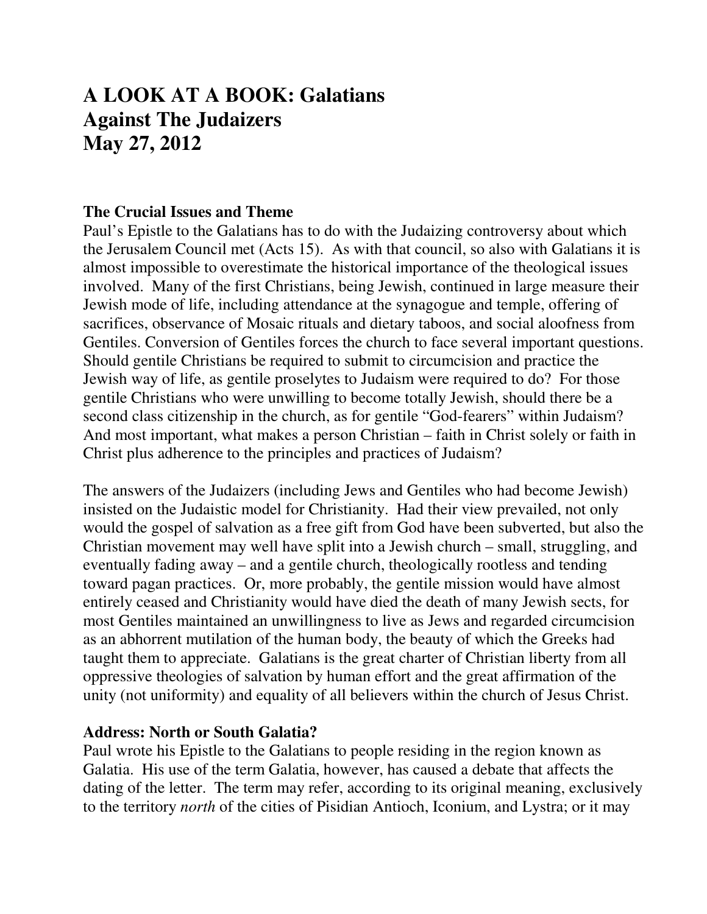# A LOOK AT A BOOK: Galatians
# Against The Judaizers
# May 27, 2012

### The Crucial Issues and Theme

Paul's Epistle to the Galatians has to do with the Judaizing controversy about which the Jerusalem Council met (Acts 15). As with that council, so also with Galatians it is almost impossible to overestimate the historical importance of the theological issues involved. Many of the first Christians, being Jewish, continued in large measure their Jewish mode of life, including attendance at the synagogue and temple, offering of sacrifices, observance of Mosaic rituals and dietary taboos, and social aloofness from Gentiles. Conversion of Gentiles forces the church to face several important questions. Should gentile Christians be required to submit to circumcision and practice the Jewish way of life, as gentile proselytes to Judaism were required to do? For those gentile Christians who were unwilling to become totally Jewish, should there be a second class citizenship in the church, as for gentile "God-fearers" within Judaism? And most important, what makes a person Christian – faith in Christ solely or faith in Christ plus adherence to the principles and practices of Judaism?

The answers of the Judaizers (including Jews and Gentiles who had become Jewish) insisted on the Judaistic model for Christianity. Had their view prevailed, not only would the gospel of salvation as a free gift from God have been subverted, but also the Christian movement may well have split into a Jewish church – small, struggling, and eventually fading away – and a gentile church, theologically rootless and tending toward pagan practices. Or, more probably, the gentile mission would have almost entirely ceased and Christianity would have died the death of many Jewish sects, for most Gentiles maintained an unwillingness to live as Jews and regarded circumcision as an abhorrent mutilation of the human body, the beauty of which the Greeks had taught them to appreciate. Galatians is the great charter of Christian liberty from all oppressive theologies of salvation by human effort and the great affirmation of the unity (not uniformity) and equality of all believers within the church of Jesus Christ.

### Address: North or South Galatia?

Paul wrote his Epistle to the Galatians to people residing in the region known as Galatia. His use of the term Galatia, however, has caused a debate that affects the dating of the letter. The term may refer, according to its original meaning, exclusively to the territory *north* of the cities of Pisidian Antioch, Iconium, and Lystra; or it may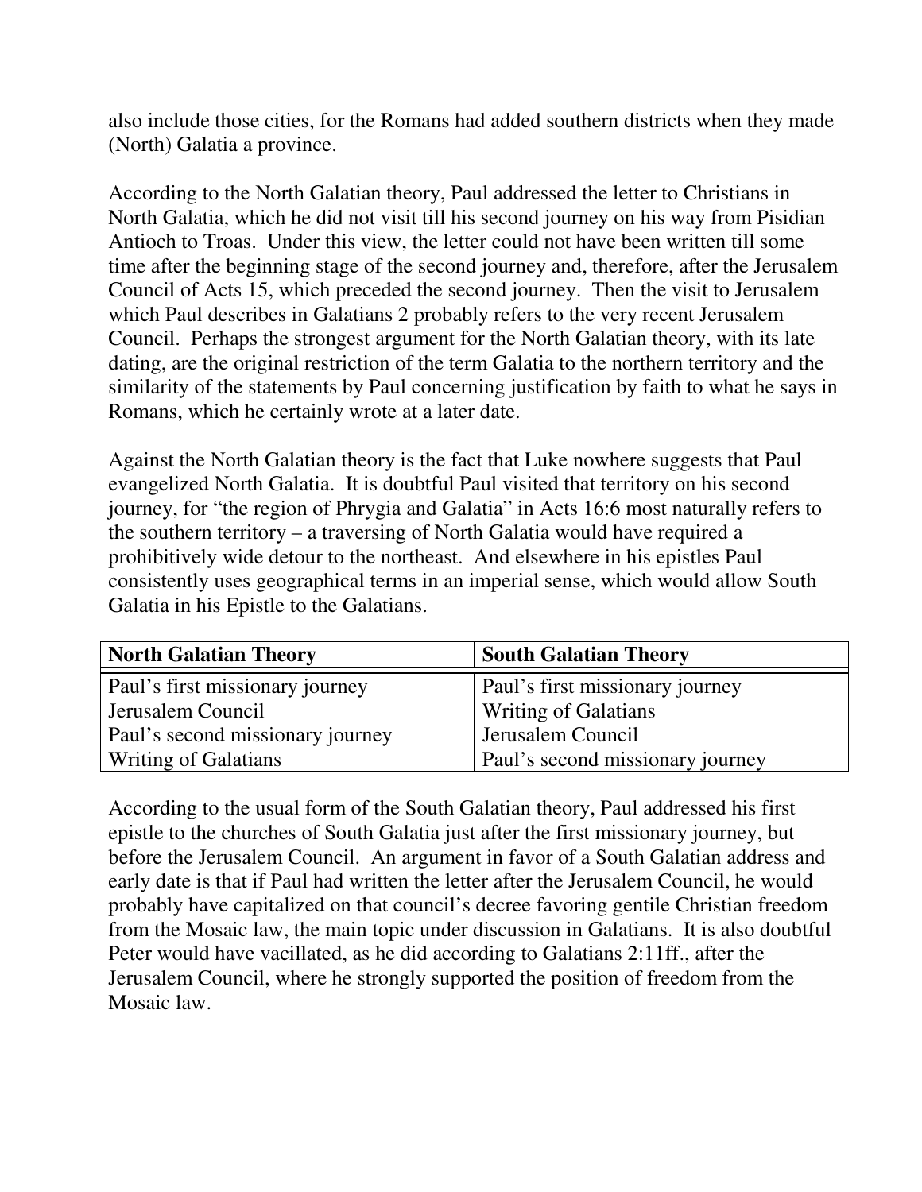also include those cities, for the Romans had added southern districts when they made (North) Galatia a province.

According to the North Galatian theory, Paul addressed the letter to Christians in North Galatia, which he did not visit till his second journey on his way from Pisidian Antioch to Troas. Under this view, the letter could not have been written till some time after the beginning stage of the second journey and, therefore, after the Jerusalem Council of Acts 15, which preceded the second journey. Then the visit to Jerusalem which Paul describes in Galatians 2 probably refers to the very recent Jerusalem Council. Perhaps the strongest argument for the North Galatian theory, with its late dating, are the original restriction of the term Galatia to the northern territory and the similarity of the statements by Paul concerning justification by faith to what he says in Romans, which he certainly wrote at a later date.

Against the North Galatian theory is the fact that Luke nowhere suggests that Paul evangelized North Galatia. It is doubtful Paul visited that territory on his second journey, for "the region of Phrygia and Galatia" in Acts 16:6 most naturally refers to the southern territory – a traversing of North Galatia would have required a prohibitively wide detour to the northeast. And elsewhere in his epistles Paul consistently uses geographical terms in an imperial sense, which would allow South Galatia in his Epistle to the Galatians.

| **North Galatian Theory** | **South Galatian Theory** |
|---|---|
| Paul's first missionary journey | Paul's first missionary journey |
| Jerusalem Council | Writing of Galatians |
| Paul's second missionary journey | Jerusalem Council |
| Writing of Galatians | Paul's second missionary journey |

According to the usual form of the South Galatian theory, Paul addressed his first epistle to the churches of South Galatia just after the first missionary journey, but before the Jerusalem Council. An argument in favor of a South Galatian address and early date is that if Paul had written the letter after the Jerusalem Council, he would probably have capitalized on that council's decree favoring gentile Christian freedom from the Mosaic law, the main topic under discussion in Galatians. It is also doubtful Peter would have vacillated, as he did according to Galatians 2:11ff., after the Jerusalem Council, where he strongly supported the position of freedom from the Mosaic law.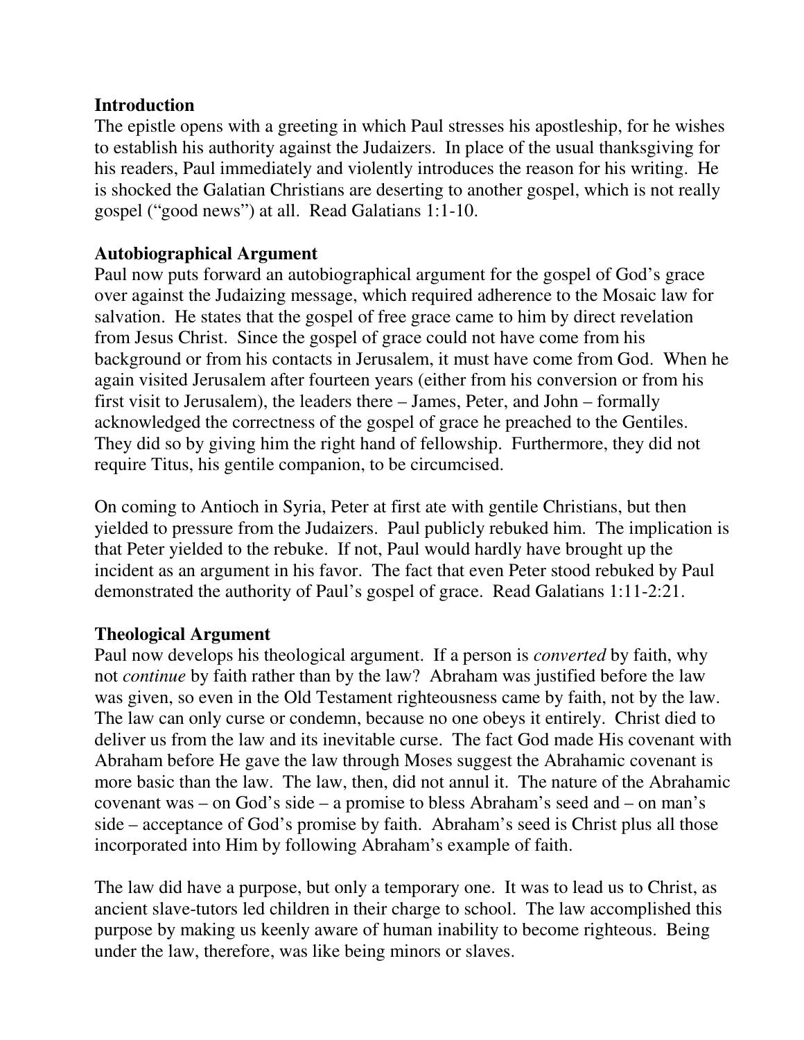**Introduction**

The epistle opens with a greeting in which Paul stresses his apostleship, for he wishes to establish his authority against the Judaizers. In place of the usual thanksgiving for his readers, Paul immediately and violently introduces the reason for his writing. He is shocked the Galatian Christians are deserting to another gospel, which is not really gospel ("good news") at all. Read Galatians 1:1-10.

**Autobiographical Argument**

Paul now puts forward an autobiographical argument for the gospel of God's grace over against the Judaizing message, which required adherence to the Mosaic law for salvation. He states that the gospel of free grace came to him by direct revelation from Jesus Christ. Since the gospel of grace could not have come from his background or from his contacts in Jerusalem, it must have come from God. When he again visited Jerusalem after fourteen years (either from his conversion or from his first visit to Jerusalem), the leaders there – James, Peter, and John – formally acknowledged the correctness of the gospel of grace he preached to the Gentiles. They did so by giving him the right hand of fellowship. Furthermore, they did not require Titus, his gentile companion, to be circumcised.

On coming to Antioch in Syria, Peter at first ate with gentile Christians, but then yielded to pressure from the Judaizers. Paul publicly rebuked him. The implication is that Peter yielded to the rebuke. If not, Paul would hardly have brought up the incident as an argument in his favor. The fact that even Peter stood rebuked by Paul demonstrated the authority of Paul's gospel of grace. Read Galatians 1:11-2:21.

**Theological Argument**

Paul now develops his theological argument. If a person is *converted* by faith, why not *continue* by faith rather than by the law? Abraham was justified before the law was given, so even in the Old Testament righteousness came by faith, not by the law. The law can only curse or condemn, because no one obeys it entirely. Christ died to deliver us from the law and its inevitable curse. The fact God made His covenant with Abraham before He gave the law through Moses suggest the Abrahamic covenant is more basic than the law. The law, then, did not annul it. The nature of the Abrahamic covenant was – on God's side – a promise to bless Abraham's seed and – on man's side – acceptance of God's promise by faith. Abraham's seed is Christ plus all those incorporated into Him by following Abraham's example of faith.

The law did have a purpose, but only a temporary one. It was to lead us to Christ, as ancient slave-tutors led children in their charge to school. The law accomplished this purpose by making us keenly aware of human inability to become righteous. Being under the law, therefore, was like being minors or slaves.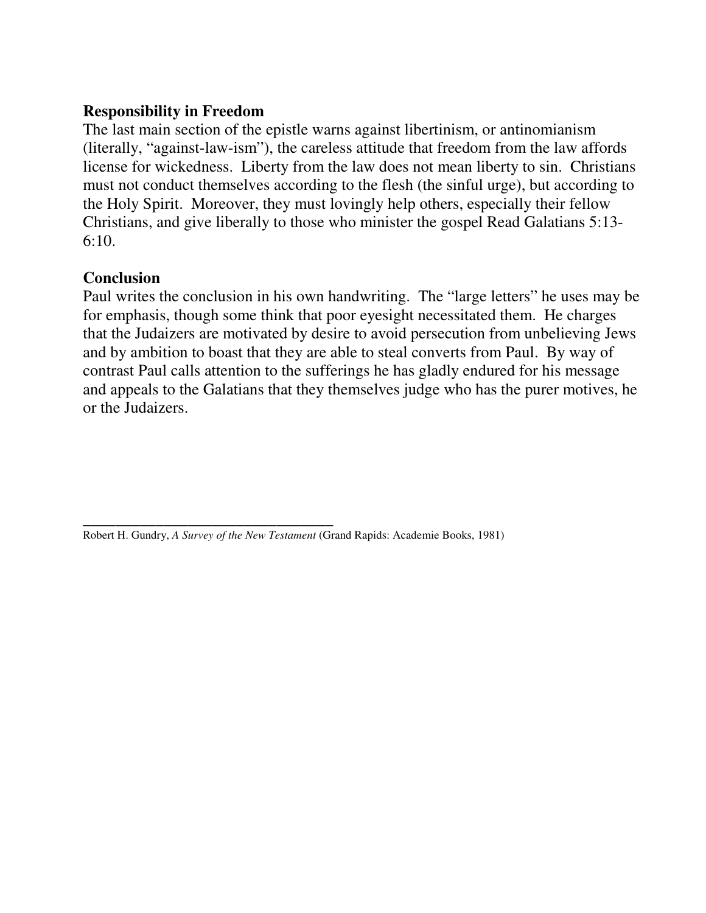**Responsibility in Freedom**

The last main section of the epistle warns against libertinism, or antinomianism (literally, "against-law-ism"), the careless attitude that freedom from the law affords license for wickedness. Liberty from the law does not mean liberty to sin. Christians must not conduct themselves according to the flesh (the sinful urge), but according to the Holy Spirit. Moreover, they must lovingly help others, especially their fellow Christians, and give liberally to those who minister the gospel Read Galatians 5:13-6:10.

**Conclusion**

Paul writes the conclusion in his own handwriting. The "large letters" he uses may be for emphasis, though some think that poor eyesight necessitated them. He charges that the Judaizers are motivated by desire to avoid persecution from unbelieving Jews and by ambition to boast that they are able to steal converts from Paul. By way of contrast Paul calls attention to the sufferings he has gladly endured for his message and appeals to the Galatians that they themselves judge who has the purer motives, he or the Judaizers.

---

Robert H. Gundry, *A Survey of the New Testament* (Grand Rapids: Academie Books, 1981)